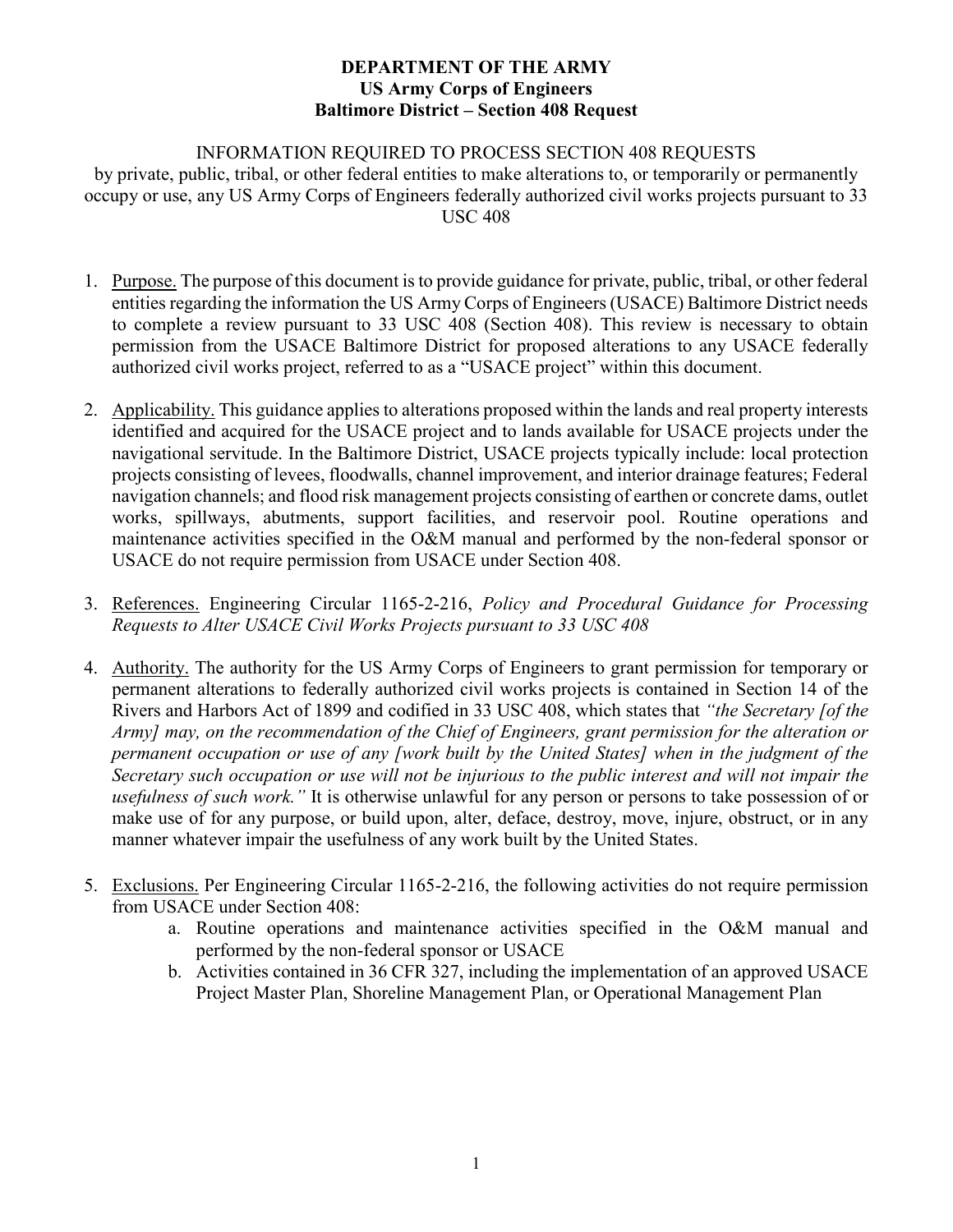**DEPARTMENT OF THE ARMY**
**US Army Corps of Engineers**
**Baltimore District – Section 408 Request**

INFORMATION REQUIRED TO PROCESS SECTION 408 REQUESTS
by private, public, tribal, or other federal entities to make alterations to, or temporarily or permanently occupy or use, any US Army Corps of Engineers federally authorized civil works projects pursuant to 33 USC 408

1. Purpose. The purpose of this document is to provide guidance for private, public, tribal, or other federal entities regarding the information the US Army Corps of Engineers (USACE) Baltimore District needs to complete a review pursuant to 33 USC 408 (Section 408). This review is necessary to obtain permission from the USACE Baltimore District for proposed alterations to any USACE federally authorized civil works project, referred to as a "USACE project" within this document.

2. Applicability. This guidance applies to alterations proposed within the lands and real property interests identified and acquired for the USACE project and to lands available for USACE projects under the navigational servitude. In the Baltimore District, USACE projects typically include: local protection projects consisting of levees, floodwalls, channel improvement, and interior drainage features; Federal navigation channels; and flood risk management projects consisting of earthen or concrete dams, outlet works, spillways, abutments, support facilities, and reservoir pool. Routine operations and maintenance activities specified in the O&M manual and performed by the non-federal sponsor or USACE do not require permission from USACE under Section 408.

3. References. Engineering Circular 1165-2-216, *Policy and Procedural Guidance for Processing Requests to Alter USACE Civil Works Projects pursuant to 33 USC 408*

4. Authority. The authority for the US Army Corps of Engineers to grant permission for temporary or permanent alterations to federally authorized civil works projects is contained in Section 14 of the Rivers and Harbors Act of 1899 and codified in 33 USC 408, which states that *"the Secretary [of the Army] may, on the recommendation of the Chief of Engineers, grant permission for the alteration or permanent occupation or use of any [work built by the United States] when in the judgment of the Secretary such occupation or use will not be injurious to the public interest and will not impair the usefulness of such work."* It is otherwise unlawful for any person or persons to take possession of or make use of for any purpose, or build upon, alter, deface, destroy, move, injure, obstruct, or in any manner whatever impair the usefulness of any work built by the United States.

5. Exclusions. Per Engineering Circular 1165-2-216, the following activities do not require permission from USACE under Section 408:
   a. Routine operations and maintenance activities specified in the O&M manual and performed by the non-federal sponsor or USACE
   b. Activities contained in 36 CFR 327, including the implementation of an approved USACE Project Master Plan, Shoreline Management Plan, or Operational Management Plan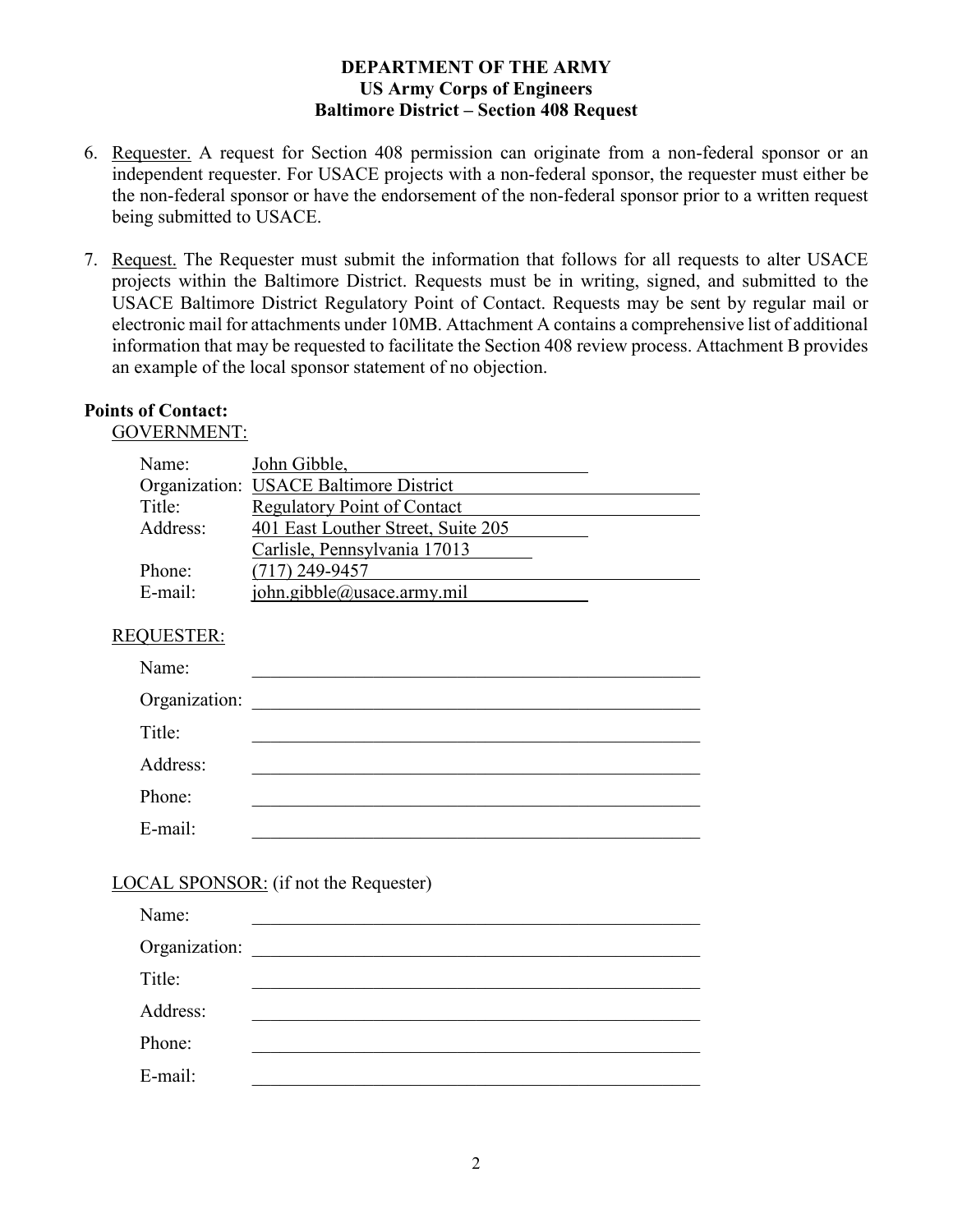**DEPARTMENT OF THE ARMY**
**US Army Corps of Engineers**
**Baltimore District – Section 408 Request**

6. Requester. A request for Section 408 permission can originate from a non-federal sponsor or an independent requester. For USACE projects with a non-federal sponsor, the requester must either be the non-federal sponsor or have the endorsement of the non-federal sponsor prior to a written request being submitted to USACE.

7. Request. The Requester must submit the information that follows for all requests to alter USACE projects within the Baltimore District. Requests must be in writing, signed, and submitted to the USACE Baltimore District Regulatory Point of Contact. Requests may be sent by regular mail or electronic mail for attachments under 10MB. Attachment A contains a comprehensive list of additional information that may be requested to facilitate the Section 408 review process. Attachment B provides an example of the local sponsor statement of no objection.

**Points of Contact:**

GOVERNMENT:

Name: John Gibble,
Organization: USACE Baltimore District
Title: Regulatory Point of Contact
Address: 401 East Louther Street, Suite 205
Carlisle, Pennsylvania 17013
Phone: (717) 249-9457
E-mail: john.gibble@usace.army.mil

REQUESTER:

Name: ______________________________
Organization: ______________________________
Title: ______________________________
Address: ______________________________
Phone: ______________________________
E-mail: ______________________________

LOCAL SPONSOR: (if not the Requester)

Name: ______________________________
Organization: ______________________________
Title: ______________________________
Address: ______________________________
Phone: ______________________________
E-mail: ______________________________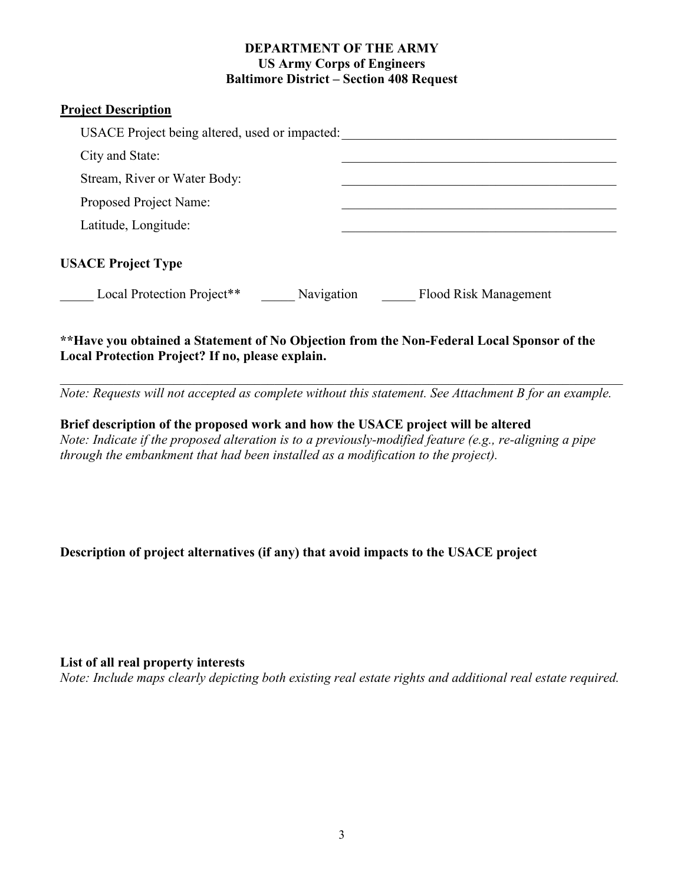**DEPARTMENT OF THE ARMY**
**US Army Corps of Engineers**
**Baltimore District – Section 408 Request**

## Project Description

USACE Project being altered, used or impacted: ___________________________________________

City and State: ___________________________________________

Stream, River or Water Body: ___________________________________________

Proposed Project Name: ___________________________________________

Latitude, Longitude: ___________________________________________

### USACE Project Type

_____ Local Protection Project**   _____ Navigation   _____ Flood Risk Management

**\*\*Have you obtained a Statement of No Objection from the Non-Federal Local Sponsor of the Local Protection Project? If no, please explain.**

___________________________________________________________________________________

*Note: Requests will not accepted as complete without this statement. See Attachment B for an example.*

**Brief description of the proposed work and how the USACE project will be altered**

*Note: Indicate if the proposed alteration is to a previously-modified feature (e.g., re-aligning a pipe through the embankment that had been installed as a modification to the project).*

**Description of project alternatives (if any) that avoid impacts to the USACE project**

**List of all real property interests**

*Note: Include maps clearly depicting both existing real estate rights and additional real estate required.*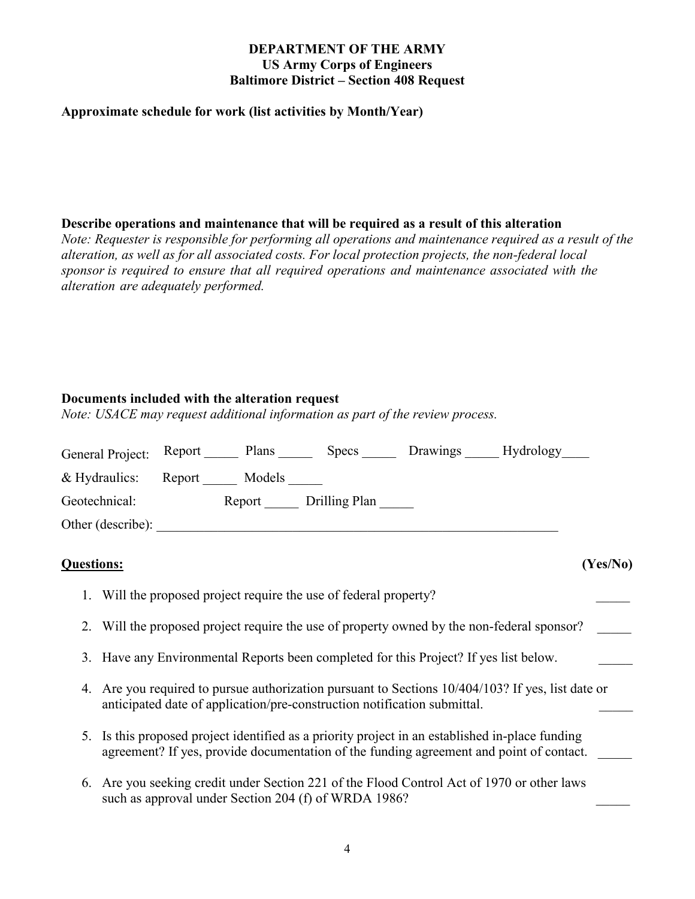**DEPARTMENT OF THE ARMY**
**US Army Corps of Engineers**
**Baltimore District – Section 408 Request**

**Approximate schedule for work (list activities by Month/Year)**

**Describe operations and maintenance that will be required as a result of this alteration**

*Note: Requester is responsible for performing all operations and maintenance required as a result of the alteration, as well as for all associated costs. For local protection projects, the non-federal local sponsor is required to ensure that all required operations and maintenance associated with the alteration are adequately performed.*

**Documents included with the alteration request**

*Note: USACE may request additional information as part of the review process.*

General Project: Report _____ Plans _____ Specs _____ Drawings _____ Hydrology____

& Hydraulics: Report _____ Models _____

Geotechnical: Report _____ Drilling Plan _____

Other (describe): ____________________________________________________________

**Questions:** **(Yes/No)**

1. Will the proposed project require the use of federal property? _____
2. Will the proposed project require the use of property owned by the non-federal sponsor? _____
3. Have any Environmental Reports been completed for this Project? If yes list below. _____
4. Are you required to pursue authorization pursuant to Sections 10/404/103? If yes, list date or anticipated date of application/pre-construction notification submittal. _____
5. Is this proposed project identified as a priority project in an established in-place funding agreement? If yes, provide documentation of the funding agreement and point of contact. _____
6. Are you seeking credit under Section 221 of the Flood Control Act of 1970 or other laws such as approval under Section 204 (f) of WRDA 1986? _____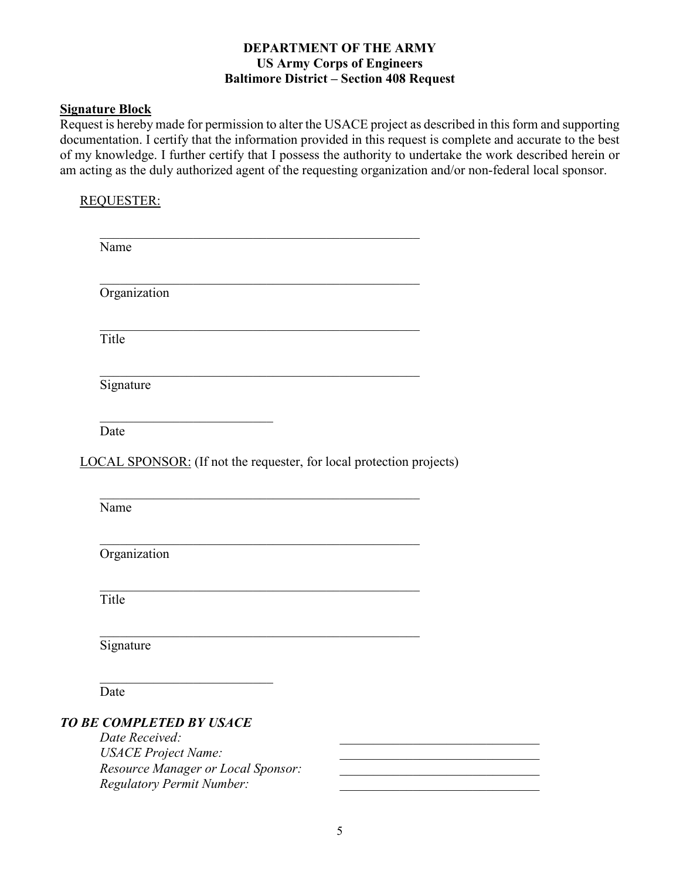**DEPARTMENT OF THE ARMY**
**US Army Corps of Engineers**
**Baltimore District – Section 408 Request**

**Signature Block**

Request is hereby made for permission to alter the USACE project as described in this form and supporting documentation. I certify that the information provided in this request is complete and accurate to the best of my knowledge. I further certify that I possess the authority to undertake the work described herein or am acting as the duly authorized agent of the requesting organization and/or non-federal local sponsor.

REQUESTER:

______________________________________________
Name

______________________________________________
Organization

______________________________________________
Title

______________________________________________
Signature

___________________________
Date

LOCAL SPONSOR: (If not the requester, for local protection projects)

______________________________________________
Name

______________________________________________
Organization

______________________________________________
Title

______________________________________________
Signature

___________________________
Date

***TO BE COMPLETED BY USACE***

*Date Received:* ______________________________

*USACE Project Name:* ______________________________

*Resource Manager or Local Sponsor:* ______________________________

*Regulatory Permit Number:* ______________________________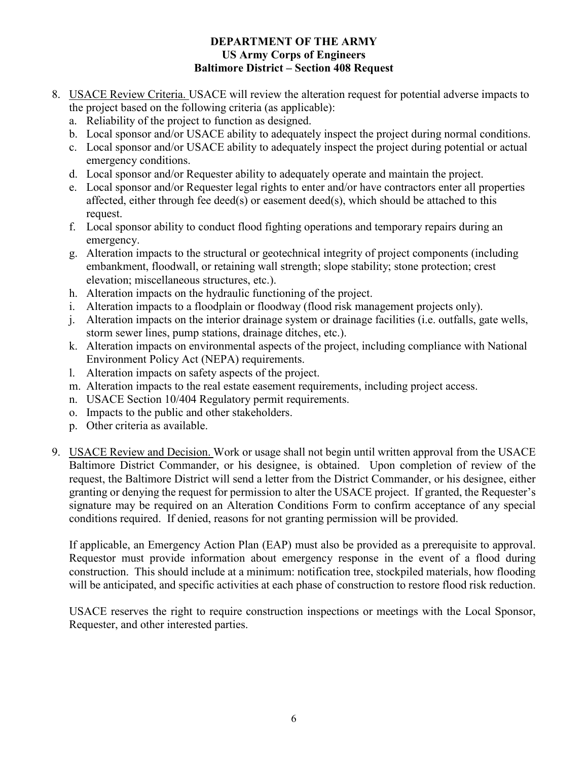**DEPARTMENT OF THE ARMY**
**US Army Corps of Engineers**
**Baltimore District – Section 408 Request**

8. <u>USACE Review Criteria.</u> USACE will review the alteration request for potential adverse impacts to the project based on the following criteria (as applicable):
   a. Reliability of the project to function as designed.
   b. Local sponsor and/or USACE ability to adequately inspect the project during normal conditions.
   c. Local sponsor and/or USACE ability to adequately inspect the project during potential or actual emergency conditions.
   d. Local sponsor and/or Requester ability to adequately operate and maintain the project.
   e. Local sponsor and/or Requester legal rights to enter and/or have contractors enter all properties affected, either through fee deed(s) or easement deed(s), which should be attached to this request.
   f. Local sponsor ability to conduct flood fighting operations and temporary repairs during an emergency.
   g. Alteration impacts to the structural or geotechnical integrity of project components (including embankment, floodwall, or retaining wall strength; slope stability; stone protection; crest elevation; miscellaneous structures, etc.).
   h. Alteration impacts on the hydraulic functioning of the project.
   i. Alteration impacts to a floodplain or floodway (flood risk management projects only).
   j. Alteration impacts on the interior drainage system or drainage facilities (i.e. outfalls, gate wells, storm sewer lines, pump stations, drainage ditches, etc.).
   k. Alteration impacts on environmental aspects of the project, including compliance with National Environment Policy Act (NEPA) requirements.
   l. Alteration impacts on safety aspects of the project.
   m. Alteration impacts to the real estate easement requirements, including project access.
   n. USACE Section 10/404 Regulatory permit requirements.
   o. Impacts to the public and other stakeholders.
   p. Other criteria as available.

9. <u>USACE Review and Decision.</u> Work or usage shall not begin until written approval from the USACE Baltimore District Commander, or his designee, is obtained. Upon completion of review of the request, the Baltimore District will send a letter from the District Commander, or his designee, either granting or denying the request for permission to alter the USACE project. If granted, the Requester's signature may be required on an Alteration Conditions Form to confirm acceptance of any special conditions required. If denied, reasons for not granting permission will be provided.

   If applicable, an Emergency Action Plan (EAP) must also be provided as a prerequisite to approval. Requestor must provide information about emergency response in the event of a flood during construction. This should include at a minimum: notification tree, stockpiled materials, how flooding will be anticipated, and specific activities at each phase of construction to restore flood risk reduction.

   USACE reserves the right to require construction inspections or meetings with the Local Sponsor, Requester, and other interested parties.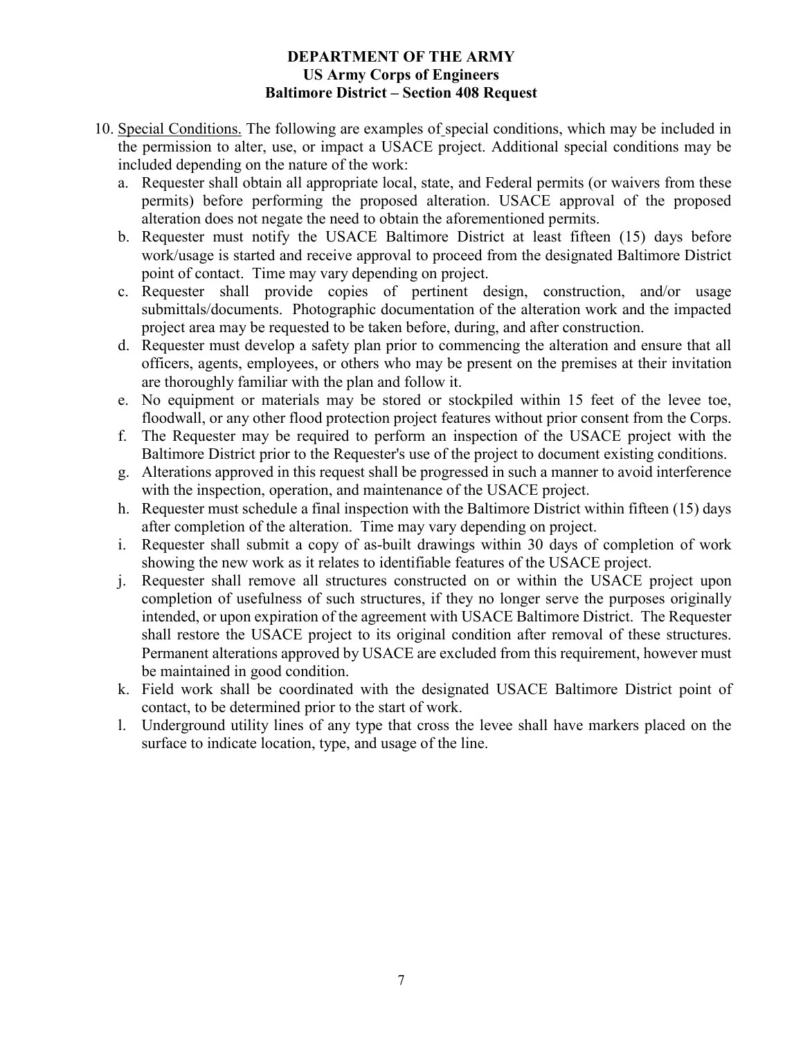**DEPARTMENT OF THE ARMY**
**US Army Corps of Engineers**
**Baltimore District – Section 408 Request**

10. Special Conditions. The following are examples of special conditions, which may be included in the permission to alter, use, or impact a USACE project. Additional special conditions may be included depending on the nature of the work:
    a. Requester shall obtain all appropriate local, state, and Federal permits (or waivers from these permits) before performing the proposed alteration. USACE approval of the proposed alteration does not negate the need to obtain the aforementioned permits.
    b. Requester must notify the USACE Baltimore District at least fifteen (15) days before work/usage is started and receive approval to proceed from the designated Baltimore District point of contact. Time may vary depending on project.
    c. Requester shall provide copies of pertinent design, construction, and/or usage submittals/documents. Photographic documentation of the alteration work and the impacted project area may be requested to be taken before, during, and after construction.
    d. Requester must develop a safety plan prior to commencing the alteration and ensure that all officers, agents, employees, or others who may be present on the premises at their invitation are thoroughly familiar with the plan and follow it.
    e. No equipment or materials may be stored or stockpiled within 15 feet of the levee toe, floodwall, or any other flood protection project features without prior consent from the Corps.
    f. The Requester may be required to perform an inspection of the USACE project with the Baltimore District prior to the Requester's use of the project to document existing conditions.
    g. Alterations approved in this request shall be progressed in such a manner to avoid interference with the inspection, operation, and maintenance of the USACE project.
    h. Requester must schedule a final inspection with the Baltimore District within fifteen (15) days after completion of the alteration. Time may vary depending on project.
    i. Requester shall submit a copy of as-built drawings within 30 days of completion of work showing the new work as it relates to identifiable features of the USACE project.
    j. Requester shall remove all structures constructed on or within the USACE project upon completion of usefulness of such structures, if they no longer serve the purposes originally intended, or upon expiration of the agreement with USACE Baltimore District. The Requester shall restore the USACE project to its original condition after removal of these structures. Permanent alterations approved by USACE are excluded from this requirement, however must be maintained in good condition.
    k. Field work shall be coordinated with the designated USACE Baltimore District point of contact, to be determined prior to the start of work.
    l. Underground utility lines of any type that cross the levee shall have markers placed on the surface to indicate location, type, and usage of the line.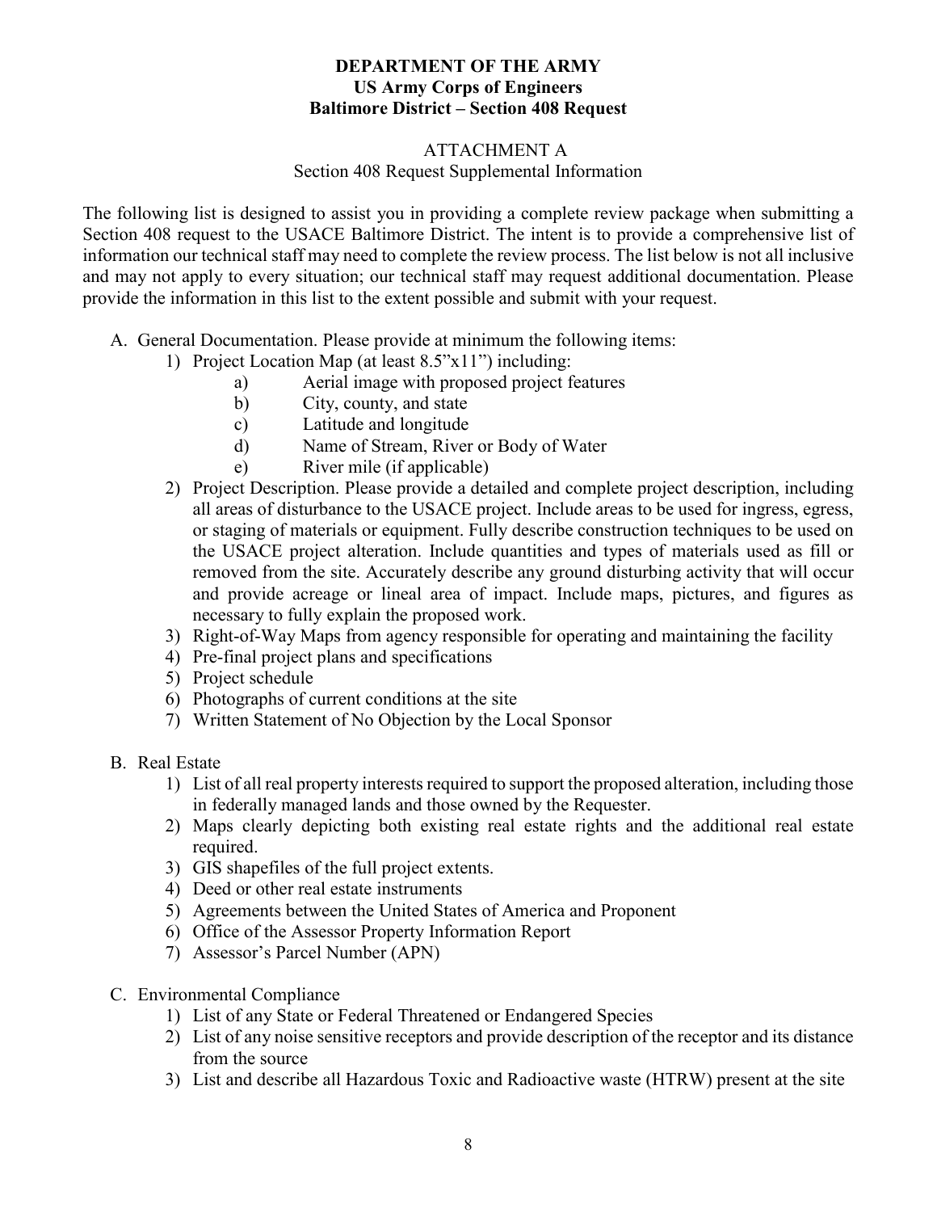**DEPARTMENT OF THE ARMY**
**US Army Corps of Engineers**
**Baltimore District – Section 408 Request**

ATTACHMENT A
Section 408 Request Supplemental Information

The following list is designed to assist you in providing a complete review package when submitting a Section 408 request to the USACE Baltimore District. The intent is to provide a comprehensive list of information our technical staff may need to complete the review process. The list below is not all inclusive and may not apply to every situation; our technical staff may request additional documentation. Please provide the information in this list to the extent possible and submit with your request.

A. General Documentation. Please provide at minimum the following items:
   1) Project Location Map (at least 8.5"x11") including:
      a) Aerial image with proposed project features
      b) City, county, and state
      c) Latitude and longitude
      d) Name of Stream, River or Body of Water
      e) River mile (if applicable)
   2) Project Description. Please provide a detailed and complete project description, including all areas of disturbance to the USACE project. Include areas to be used for ingress, egress, or staging of materials or equipment. Fully describe construction techniques to be used on the USACE project alteration. Include quantities and types of materials used as fill or removed from the site. Accurately describe any ground disturbing activity that will occur and provide acreage or lineal area of impact. Include maps, pictures, and figures as necessary to fully explain the proposed work.
   3) Right-of-Way Maps from agency responsible for operating and maintaining the facility
   4) Pre-final project plans and specifications
   5) Project schedule
   6) Photographs of current conditions at the site
   7) Written Statement of No Objection by the Local Sponsor

B. Real Estate
   1) List of all real property interests required to support the proposed alteration, including those in federally managed lands and those owned by the Requester.
   2) Maps clearly depicting both existing real estate rights and the additional real estate required.
   3) GIS shapefiles of the full project extents.
   4) Deed or other real estate instruments
   5) Agreements between the United States of America and Proponent
   6) Office of the Assessor Property Information Report
   7) Assessor's Parcel Number (APN)

C. Environmental Compliance
   1) List of any State or Federal Threatened or Endangered Species
   2) List of any noise sensitive receptors and provide description of the receptor and its distance from the source
   3) List and describe all Hazardous Toxic and Radioactive waste (HTRW) present at the site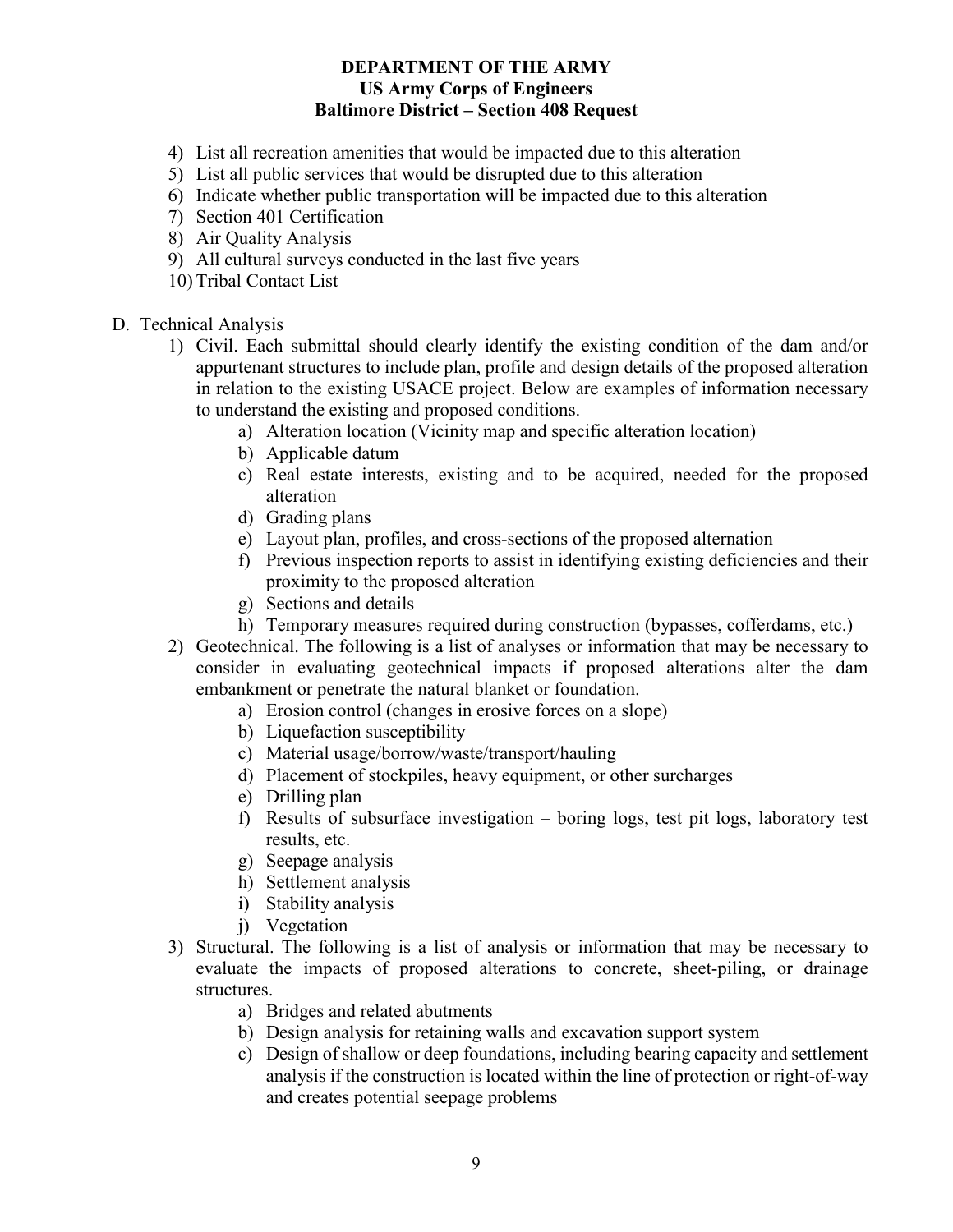4) List all recreation amenities that would be impacted due to this alteration
5) List all public services that would be disrupted due to this alteration
6) Indicate whether public transportation will be impacted due to this alteration
7) Section 401 Certification
8) Air Quality Analysis
9) All cultural surveys conducted in the last five years
10) Tribal Contact List

D. Technical Analysis

1) Civil. Each submittal should clearly identify the existing condition of the dam and/or appurtenant structures to include plan, profile and design details of the proposed alteration in relation to the existing USACE project. Below are examples of information necessary to understand the existing and proposed conditions.
   a) Alteration location (Vicinity map and specific alteration location)
   b) Applicable datum
   c) Real estate interests, existing and to be acquired, needed for the proposed alteration
   d) Grading plans
   e) Layout plan, profiles, and cross-sections of the proposed alternation
   f) Previous inspection reports to assist in identifying existing deficiencies and their proximity to the proposed alteration
   g) Sections and details
   h) Temporary measures required during construction (bypasses, cofferdams, etc.)
2) Geotechnical. The following is a list of analyses or information that may be necessary to consider in evaluating geotechnical impacts if proposed alterations alter the dam embankment or penetrate the natural blanket or foundation.
   a) Erosion control (changes in erosive forces on a slope)
   b) Liquefaction susceptibility
   c) Material usage/borrow/waste/transport/hauling
   d) Placement of stockpiles, heavy equipment, or other surcharges
   e) Drilling plan
   f) Results of subsurface investigation – boring logs, test pit logs, laboratory test results, etc.
   g) Seepage analysis
   h) Settlement analysis
   i) Stability analysis
   j) Vegetation
3) Structural. The following is a list of analysis or information that may be necessary to evaluate the impacts of proposed alterations to concrete, sheet-piling, or drainage structures.
   a) Bridges and related abutments
   b) Design analysis for retaining walls and excavation support system
   c) Design of shallow or deep foundations, including bearing capacity and settlement analysis if the construction is located within the line of protection or right-of-way and creates potential seepage problems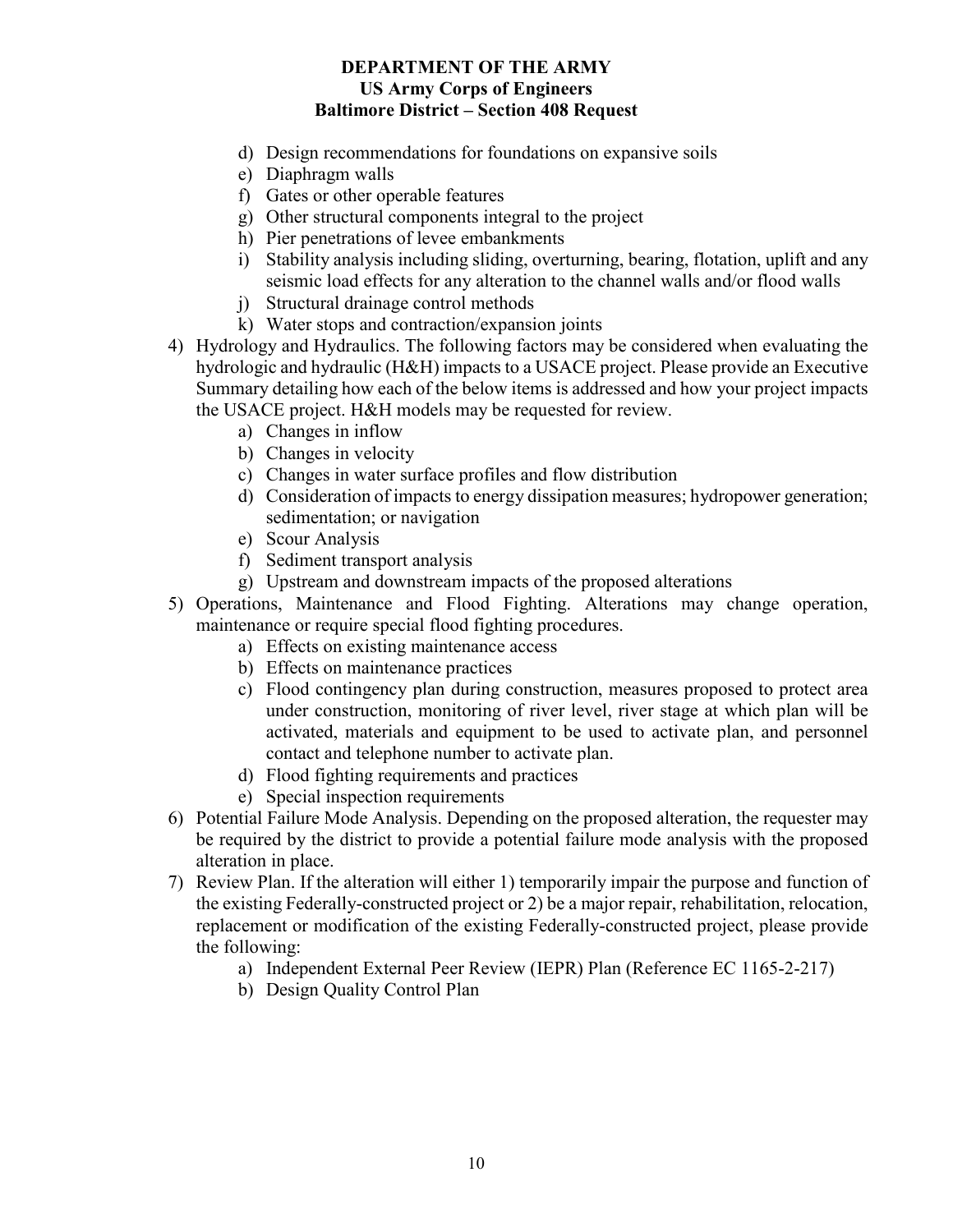d) Design recommendations for foundations on expansive soils
e) Diaphragm walls
f) Gates or other operable features
g) Other structural components integral to the project
h) Pier penetrations of levee embankments
i) Stability analysis including sliding, overturning, bearing, flotation, uplift and any seismic load effects for any alteration to the channel walls and/or flood walls
j) Structural drainage control methods
k) Water stops and contraction/expansion joints

4) Hydrology and Hydraulics. The following factors may be considered when evaluating the hydrologic and hydraulic (H&H) impacts to a USACE project. Please provide an Executive Summary detailing how each of the below items is addressed and how your project impacts the USACE project. H&H models may be requested for review.
   a) Changes in inflow
   b) Changes in velocity
   c) Changes in water surface profiles and flow distribution
   d) Consideration of impacts to energy dissipation measures; hydropower generation; sedimentation; or navigation
   e) Scour Analysis
   f) Sediment transport analysis
   g) Upstream and downstream impacts of the proposed alterations

5) Operations, Maintenance and Flood Fighting. Alterations may change operation, maintenance or require special flood fighting procedures.
   a) Effects on existing maintenance access
   b) Effects on maintenance practices
   c) Flood contingency plan during construction, measures proposed to protect area under construction, monitoring of river level, river stage at which plan will be activated, materials and equipment to be used to activate plan, and personnel contact and telephone number to activate plan.
   d) Flood fighting requirements and practices
   e) Special inspection requirements

6) Potential Failure Mode Analysis. Depending on the proposed alteration, the requester may be required by the district to provide a potential failure mode analysis with the proposed alteration in place.

7) Review Plan. If the alteration will either 1) temporarily impair the purpose and function of the existing Federally-constructed project or 2) be a major repair, rehabilitation, relocation, replacement or modification of the existing Federally-constructed project, please provide the following:
   a) Independent External Peer Review (IEPR) Plan (Reference EC 1165-2-217)
   b) Design Quality Control Plan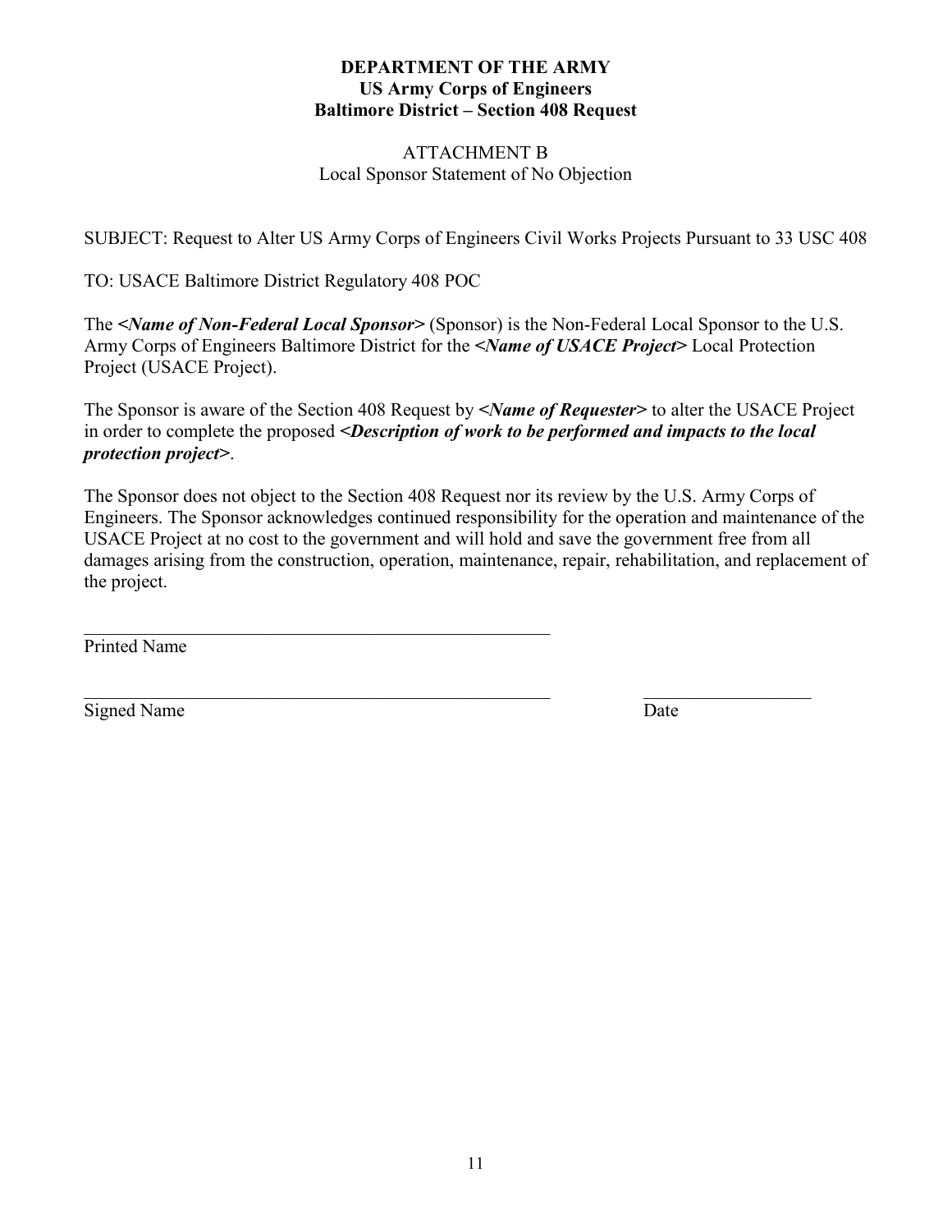**DEPARTMENT OF THE ARMY**
**US Army Corps of Engineers**
**Baltimore District – Section 408 Request**

ATTACHMENT B
Local Sponsor Statement of No Objection

SUBJECT: Request to Alter US Army Corps of Engineers Civil Works Projects Pursuant to 33 USC 408

TO: USACE Baltimore District Regulatory 408 POC

The ***<Name of Non-Federal Local Sponsor>*** (Sponsor) is the Non-Federal Local Sponsor to the U.S. Army Corps of Engineers Baltimore District for the ***<Name of USACE Project>*** Local Protection Project (USACE Project).

The Sponsor is aware of the Section 408 Request by ***<Name of Requester>*** to alter the USACE Project in order to complete the proposed ***<Description of work to be performed and impacts to the local protection project>***.

The Sponsor does not object to the Section 408 Request nor its review by the U.S. Army Corps of Engineers. The Sponsor acknowledges continued responsibility for the operation and maintenance of the USACE Project at no cost to the government and will hold and save the government free from all damages arising from the construction, operation, maintenance, repair, rehabilitation, and replacement of the project.

\_\_\_\_\_\_\_\_\_\_\_\_\_\_\_\_\_\_\_\_\_\_\_\_\_\_\_\_\_\_\_\_\_\_\_\_\_\_\_\_\_\_\_\_\_\_\_\_\_\_
Printed Name

\_\_\_\_\_\_\_\_\_\_\_\_\_\_\_\_\_\_\_\_\_\_\_\_\_\_\_\_\_\_\_\_\_\_\_\_\_\_\_\_\_\_\_\_\_\_\_\_\_\_ \_\_\_\_\_\_\_\_\_\_\_\_\_\_\_\_\_\_
Signed Name Date